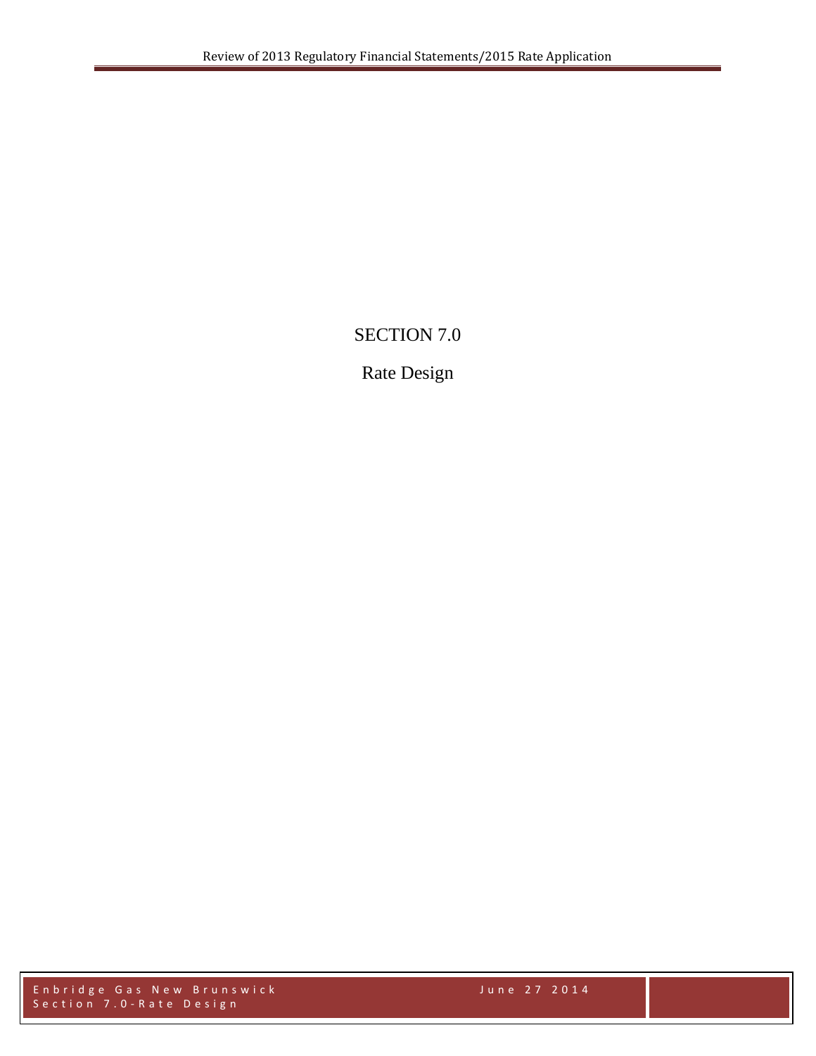# SECTION 7.0

## Rate Design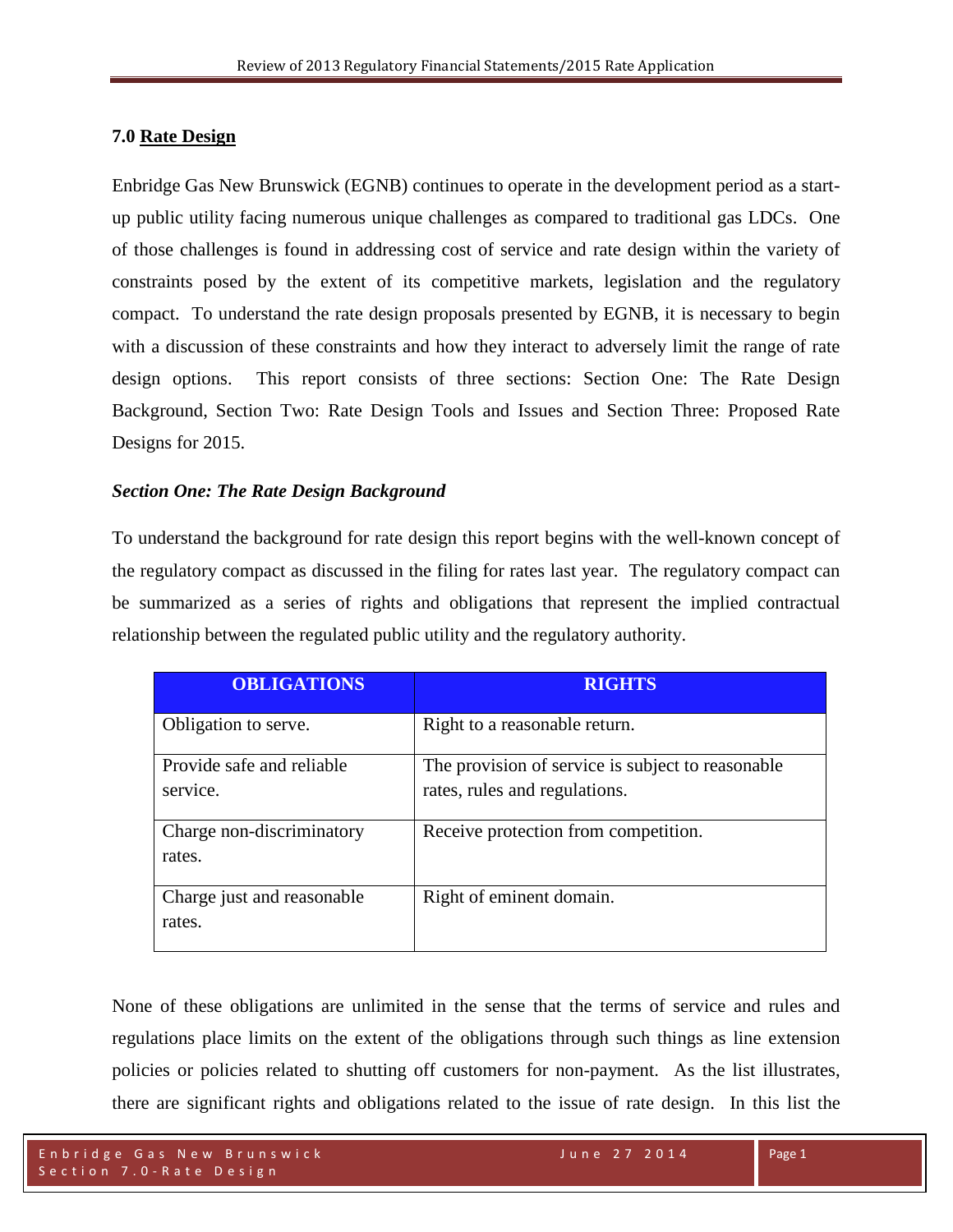## 7.0 Rate Design

Enbridge Gas New Brunswick (EGNB) continues to operate in the development period as a start-up public utility facing numerous unique challenges as compared to traditional gas LDCs. One of those challenges is found in addressing cost of service and rate design within the variety of constraints posed by the extent of its competitive markets, legislation and the regulatory compact. To understand the rate design proposals presented by EGNB, it is necessary to begin with a discussion of these constraints and how they interact to adversely limit the range of rate design options. This report consists of three sections: Section One: The Rate Design Background, Section Two: Rate Design Tools and Issues and Section Three: Proposed Rate Designs for 2015.

### *Section One: The Rate Design Background*

To understand the background for rate design this report begins with the well-known concept of the regulatory compact as discussed in the filing for rates last year. The regulatory compact can be summarized as a series of rights and obligations that represent the implied contractual relationship between the regulated public utility and the regulatory authority.

| OBLIGATIONS | RIGHTS |
|---|---|
| Obligation to serve. | Right to a reasonable return. |
| Provide safe and reliable service. | The provision of service is subject to reasonable rates, rules and regulations. |
| Charge non-discriminatory rates. | Receive protection from competition. |
| Charge just and reasonable rates. | Right of eminent domain. |

None of these obligations are unlimited in the sense that the terms of service and rules and regulations place limits on the extent of the obligations through such things as line extension policies or policies related to shutting off customers for non-payment. As the list illustrates, there are significant rights and obligations related to the issue of rate design. In this list the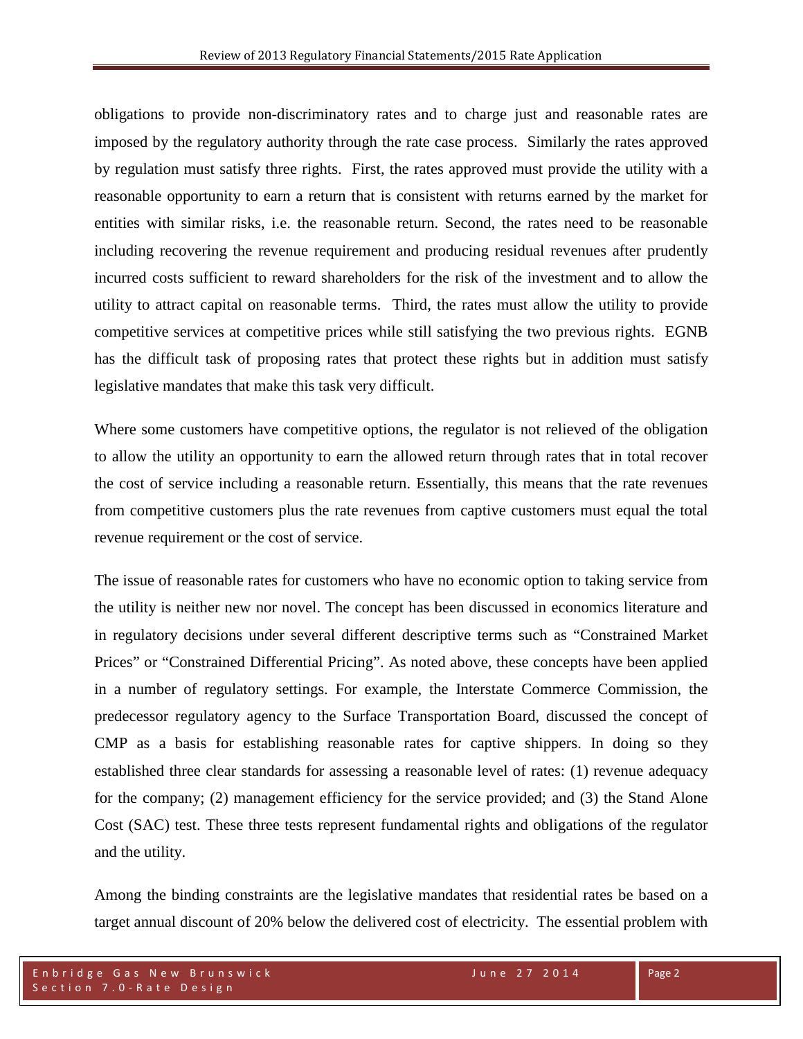obligations to provide non-discriminatory rates and to charge just and reasonable rates are imposed by the regulatory authority through the rate case process. Similarly the rates approved by regulation must satisfy three rights. First, the rates approved must provide the utility with a reasonable opportunity to earn a return that is consistent with returns earned by the market for entities with similar risks, i.e. the reasonable return. Second, the rates need to be reasonable including recovering the revenue requirement and producing residual revenues after prudently incurred costs sufficient to reward shareholders for the risk of the investment and to allow the utility to attract capital on reasonable terms. Third, the rates must allow the utility to provide competitive services at competitive prices while still satisfying the two previous rights. EGNB has the difficult task of proposing rates that protect these rights but in addition must satisfy legislative mandates that make this task very difficult.

Where some customers have competitive options, the regulator is not relieved of the obligation to allow the utility an opportunity to earn the allowed return through rates that in total recover the cost of service including a reasonable return. Essentially, this means that the rate revenues from competitive customers plus the rate revenues from captive customers must equal the total revenue requirement or the cost of service.

The issue of reasonable rates for customers who have no economic option to taking service from the utility is neither new nor novel. The concept has been discussed in economics literature and in regulatory decisions under several different descriptive terms such as "Constrained Market Prices" or "Constrained Differential Pricing". As noted above, these concepts have been applied in a number of regulatory settings. For example, the Interstate Commerce Commission, the predecessor regulatory agency to the Surface Transportation Board, discussed the concept of CMP as a basis for establishing reasonable rates for captive shippers. In doing so they established three clear standards for assessing a reasonable level of rates: (1) revenue adequacy for the company; (2) management efficiency for the service provided; and (3) the Stand Alone Cost (SAC) test. These three tests represent fundamental rights and obligations of the regulator and the utility.

Among the binding constraints are the legislative mandates that residential rates be based on a target annual discount of 20% below the delivered cost of electricity. The essential problem with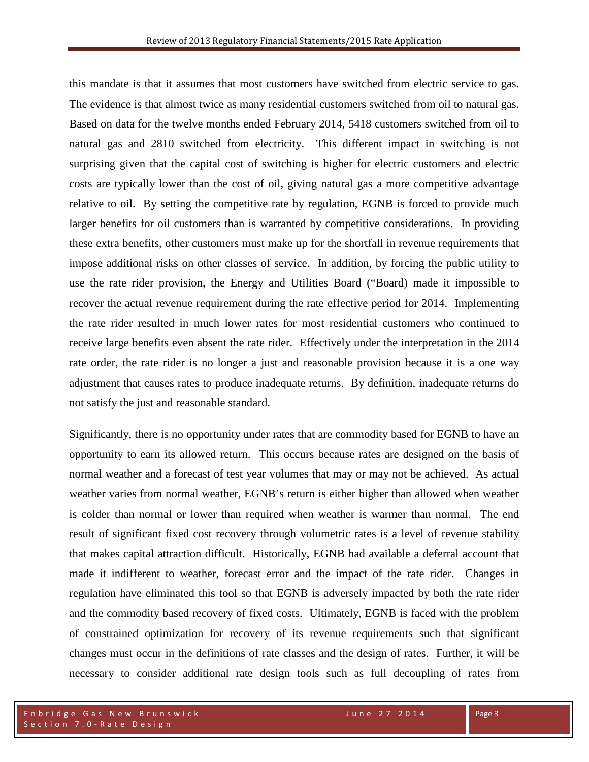this mandate is that it assumes that most customers have switched from electric service to gas. The evidence is that almost twice as many residential customers switched from oil to natural gas. Based on data for the twelve months ended February 2014, 5418 customers switched from oil to natural gas and 2810 switched from electricity. This different impact in switching is not surprising given that the capital cost of switching is higher for electric customers and electric costs are typically lower than the cost of oil, giving natural gas a more competitive advantage relative to oil. By setting the competitive rate by regulation, EGNB is forced to provide much larger benefits for oil customers than is warranted by competitive considerations. In providing these extra benefits, other customers must make up for the shortfall in revenue requirements that impose additional risks on other classes of service. In addition, by forcing the public utility to use the rate rider provision, the Energy and Utilities Board ("Board) made it impossible to recover the actual revenue requirement during the rate effective period for 2014. Implementing the rate rider resulted in much lower rates for most residential customers who continued to receive large benefits even absent the rate rider. Effectively under the interpretation in the 2014 rate order, the rate rider is no longer a just and reasonable provision because it is a one way adjustment that causes rates to produce inadequate returns. By definition, inadequate returns do not satisfy the just and reasonable standard.

Significantly, there is no opportunity under rates that are commodity based for EGNB to have an opportunity to earn its allowed return. This occurs because rates are designed on the basis of normal weather and a forecast of test year volumes that may or may not be achieved. As actual weather varies from normal weather, EGNB's return is either higher than allowed when weather is colder than normal or lower than required when weather is warmer than normal. The end result of significant fixed cost recovery through volumetric rates is a level of revenue stability that makes capital attraction difficult. Historically, EGNB had available a deferral account that made it indifferent to weather, forecast error and the impact of the rate rider. Changes in regulation have eliminated this tool so that EGNB is adversely impacted by both the rate rider and the commodity based recovery of fixed costs. Ultimately, EGNB is faced with the problem of constrained optimization for recovery of its revenue requirements such that significant changes must occur in the definitions of rate classes and the design of rates. Further, it will be necessary to consider additional rate design tools such as full decoupling of rates from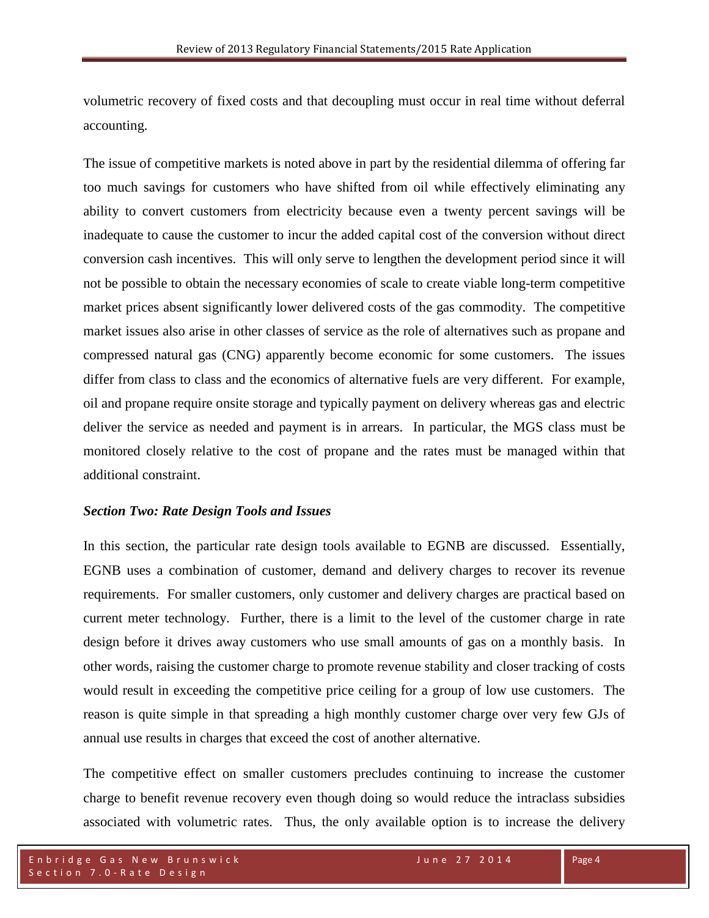volumetric recovery of fixed costs and that decoupling must occur in real time without deferral accounting.

The issue of competitive markets is noted above in part by the residential dilemma of offering far too much savings for customers who have shifted from oil while effectively eliminating any ability to convert customers from electricity because even a twenty percent savings will be inadequate to cause the customer to incur the added capital cost of the conversion without direct conversion cash incentives. This will only serve to lengthen the development period since it will not be possible to obtain the necessary economies of scale to create viable long-term competitive market prices absent significantly lower delivered costs of the gas commodity. The competitive market issues also arise in other classes of service as the role of alternatives such as propane and compressed natural gas (CNG) apparently become economic for some customers. The issues differ from class to class and the economics of alternative fuels are very different. For example, oil and propane require onsite storage and typically payment on delivery whereas gas and electric deliver the service as needed and payment is in arrears. In particular, the MGS class must be monitored closely relative to the cost of propane and the rates must be managed within that additional constraint.

***Section Two: Rate Design Tools and Issues***

In this section, the particular rate design tools available to EGNB are discussed. Essentially, EGNB uses a combination of customer, demand and delivery charges to recover its revenue requirements. For smaller customers, only customer and delivery charges are practical based on current meter technology. Further, there is a limit to the level of the customer charge in rate design before it drives away customers who use small amounts of gas on a monthly basis. In other words, raising the customer charge to promote revenue stability and closer tracking of costs would result in exceeding the competitive price ceiling for a group of low use customers. The reason is quite simple in that spreading a high monthly customer charge over very few GJs of annual use results in charges that exceed the cost of another alternative.

The competitive effect on smaller customers precludes continuing to increase the customer charge to benefit revenue recovery even though doing so would reduce the intraclass subsidies associated with volumetric rates. Thus, the only available option is to increase the delivery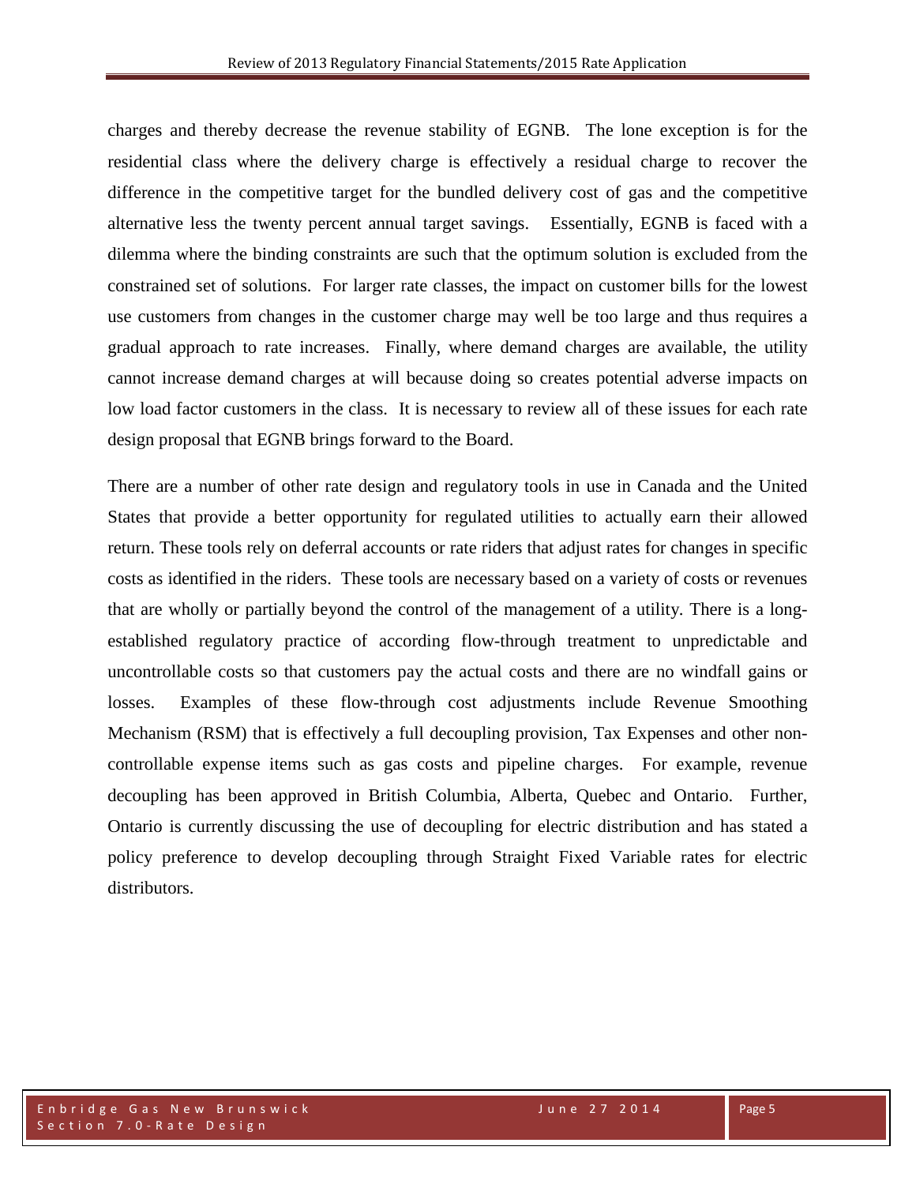charges and thereby decrease the revenue stability of EGNB. The lone exception is for the residential class where the delivery charge is effectively a residual charge to recover the difference in the competitive target for the bundled delivery cost of gas and the competitive alternative less the twenty percent annual target savings. Essentially, EGNB is faced with a dilemma where the binding constraints are such that the optimum solution is excluded from the constrained set of solutions. For larger rate classes, the impact on customer bills for the lowest use customers from changes in the customer charge may well be too large and thus requires a gradual approach to rate increases. Finally, where demand charges are available, the utility cannot increase demand charges at will because doing so creates potential adverse impacts on low load factor customers in the class. It is necessary to review all of these issues for each rate design proposal that EGNB brings forward to the Board.

There are a number of other rate design and regulatory tools in use in Canada and the United States that provide a better opportunity for regulated utilities to actually earn their allowed return. These tools rely on deferral accounts or rate riders that adjust rates for changes in specific costs as identified in the riders. These tools are necessary based on a variety of costs or revenues that are wholly or partially beyond the control of the management of a utility. There is a long-established regulatory practice of according flow-through treatment to unpredictable and uncontrollable costs so that customers pay the actual costs and there are no windfall gains or losses. Examples of these flow-through cost adjustments include Revenue Smoothing Mechanism (RSM) that is effectively a full decoupling provision, Tax Expenses and other non-controllable expense items such as gas costs and pipeline charges. For example, revenue decoupling has been approved in British Columbia, Alberta, Quebec and Ontario. Further, Ontario is currently discussing the use of decoupling for electric distribution and has stated a policy preference to develop decoupling through Straight Fixed Variable rates for electric distributors.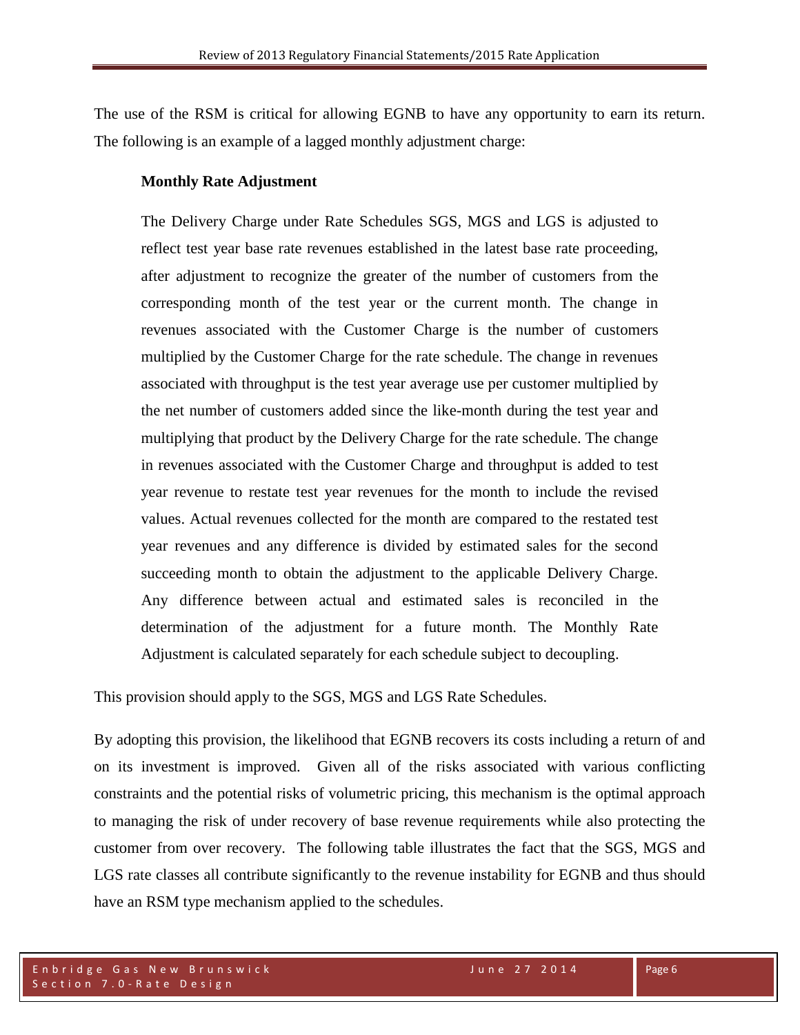The use of the RSM is critical for allowing EGNB to have any opportunity to earn its return. The following is an example of a lagged monthly adjustment charge:

> **Monthly Rate Adjustment**
>
> The Delivery Charge under Rate Schedules SGS, MGS and LGS is adjusted to reflect test year base rate revenues established in the latest base rate proceeding, after adjustment to recognize the greater of the number of customers from the corresponding month of the test year or the current month. The change in revenues associated with the Customer Charge is the number of customers multiplied by the Customer Charge for the rate schedule. The change in revenues associated with throughput is the test year average use per customer multiplied by the net number of customers added since the like-month during the test year and multiplying that product by the Delivery Charge for the rate schedule. The change in revenues associated with the Customer Charge and throughput is added to test year revenue to restate test year revenues for the month to include the revised values. Actual revenues collected for the month are compared to the restated test year revenues and any difference is divided by estimated sales for the second succeeding month to obtain the adjustment to the applicable Delivery Charge. Any difference between actual and estimated sales is reconciled in the determination of the adjustment for a future month. The Monthly Rate Adjustment is calculated separately for each schedule subject to decoupling.

This provision should apply to the SGS, MGS and LGS Rate Schedules.

By adopting this provision, the likelihood that EGNB recovers its costs including a return of and on its investment is improved. Given all of the risks associated with various conflicting constraints and the potential risks of volumetric pricing, this mechanism is the optimal approach to managing the risk of under recovery of base revenue requirements while also protecting the customer from over recovery. The following table illustrates the fact that the SGS, MGS and LGS rate classes all contribute significantly to the revenue instability for EGNB and thus should have an RSM type mechanism applied to the schedules.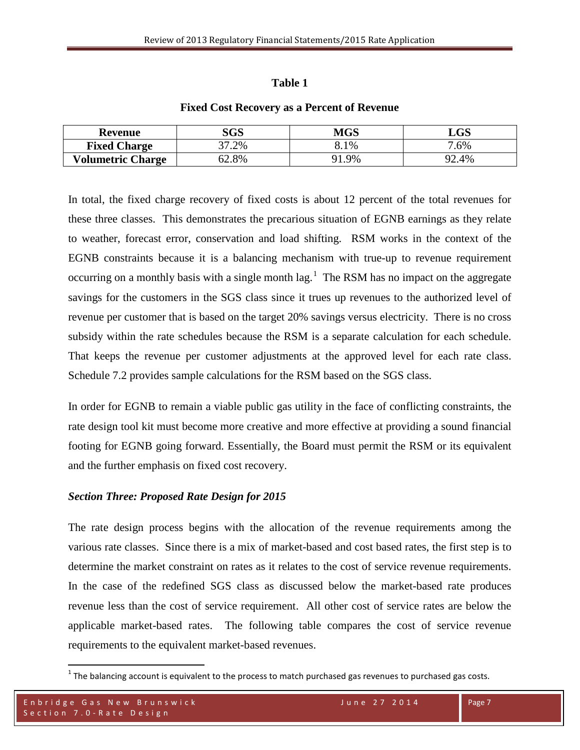**Table 1**

**Fixed Cost Recovery as a Percent of Revenue**

| Revenue | SGS | MGS | LGS |
|---|---|---|---|
| **Fixed Charge** | 37.2% | 8.1% | 7.6% |
| **Volumetric Charge** | 62.8% | 91.9% | 92.4% |

In total, the fixed charge recovery of fixed costs is about 12 percent of the total revenues for these three classes. This demonstrates the precarious situation of EGNB earnings as they relate to weather, forecast error, conservation and load shifting. RSM works in the context of the EGNB constraints because it is a balancing mechanism with true-up to revenue requirement occurring on a monthly basis with a single month lag.[1] The RSM has no impact on the aggregate savings for the customers in the SGS class since it trues up revenues to the authorized level of revenue per customer that is based on the target 20% savings versus electricity. There is no cross subsidy within the rate schedules because the RSM is a separate calculation for each schedule. That keeps the revenue per customer adjustments at the approved level for each rate class. Schedule 7.2 provides sample calculations for the RSM based on the SGS class.

In order for EGNB to remain a viable public gas utility in the face of conflicting constraints, the rate design tool kit must become more creative and more effective at providing a sound financial footing for EGNB going forward. Essentially, the Board must permit the RSM or its equivalent and the further emphasis on fixed cost recovery.

### *Section Three: Proposed Rate Design for 2015*

The rate design process begins with the allocation of the revenue requirements among the various rate classes. Since there is a mix of market-based and cost based rates, the first step is to determine the market constraint on rates as it relates to the cost of service revenue requirements. In the case of the redefined SGS class as discussed below the market-based rate produces revenue less than the cost of service requirement. All other cost of service rates are below the applicable market-based rates. The following table compares the cost of service revenue requirements to the equivalent market-based revenues.

[1] The balancing account is equivalent to the process to match purchased gas revenues to purchased gas costs.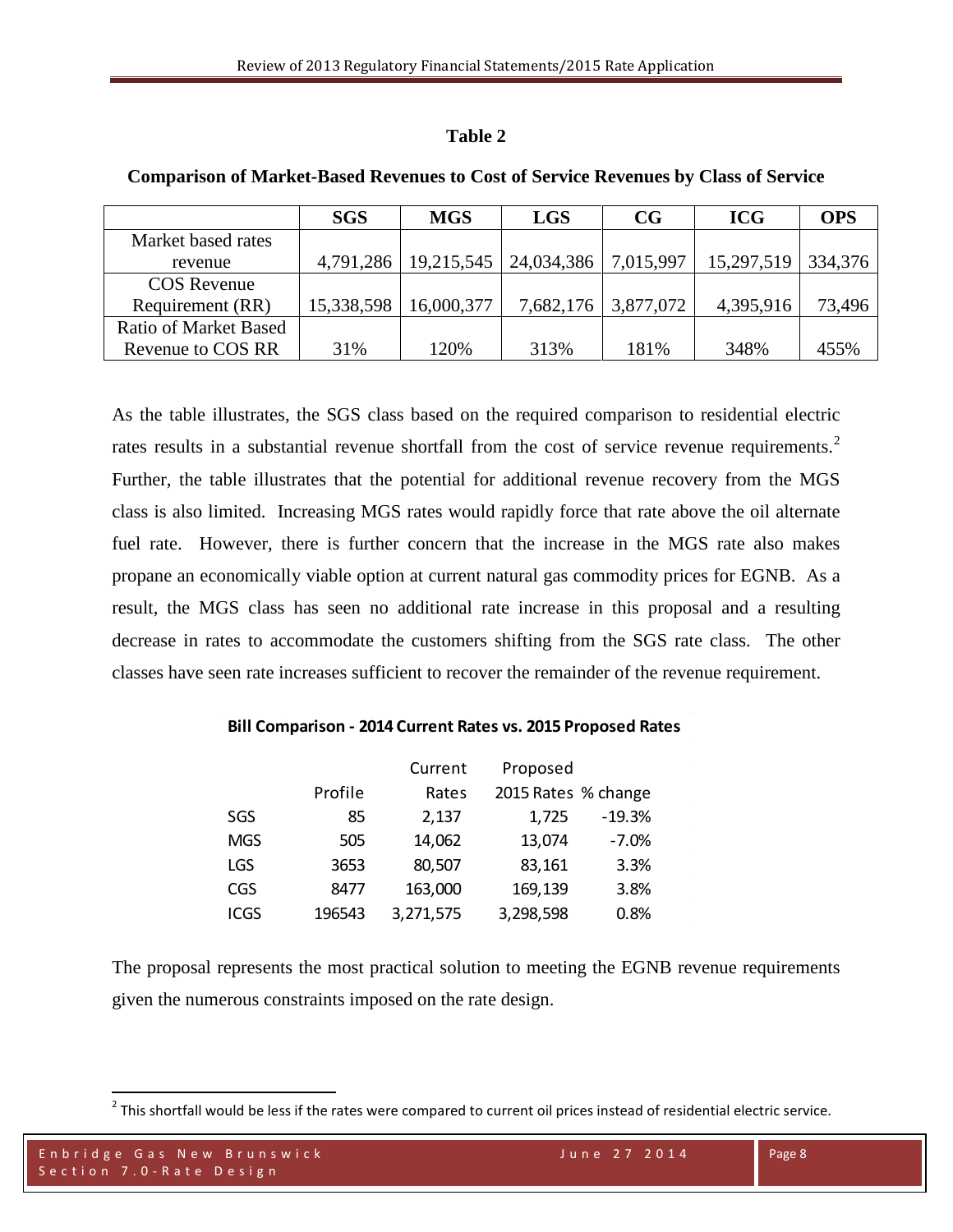**Table 2**

**Comparison of Market-Based Revenues to Cost of Service Revenues by Class of Service**

| | SGS | MGS | LGS | CG | ICG | OPS |
|---|---|---|---|---|---|---|
| Market based rates revenue | 4,791,286 | 19,215,545 | 24,034,386 | 7,015,997 | 15,297,519 | 334,376 |
| COS Revenue Requirement (RR) | 15,338,598 | 16,000,377 | 7,682,176 | 3,877,072 | 4,395,916 | 73,496 |
| Ratio of Market Based Revenue to COS RR | 31% | 120% | 313% | 181% | 348% | 455% |

As the table illustrates, the SGS class based on the required comparison to residential electric rates results in a substantial revenue shortfall from the cost of service revenue requirements.[2] Further, the table illustrates that the potential for additional revenue recovery from the MGS class is also limited. Increasing MGS rates would rapidly force that rate above the oil alternate fuel rate. However, there is further concern that the increase in the MGS rate also makes propane an economically viable option at current natural gas commodity prices for EGNB. As a result, the MGS class has seen no additional rate increase in this proposal and a resulting decrease in rates to accommodate the customers shifting from the SGS rate class. The other classes have seen rate increases sufficient to recover the remainder of the revenue requirement.

**Bill Comparison - 2014 Current Rates vs. 2015 Proposed Rates**

| | Profile | Current Rates | Proposed 2015 Rates | % change |
|---|---|---|---|---|
| SGS | 85 | 2,137 | 1,725 | -19.3% |
| MGS | 505 | 14,062 | 13,074 | -7.0% |
| LGS | 3653 | 80,507 | 83,161 | 3.3% |
| CGS | 8477 | 163,000 | 169,139 | 3.8% |
| ICGS | 196543 | 3,271,575 | 3,298,598 | 0.8% |

The proposal represents the most practical solution to meeting the EGNB revenue requirements given the numerous constraints imposed on the rate design.

[2] This shortfall would be less if the rates were compared to current oil prices instead of residential electric service.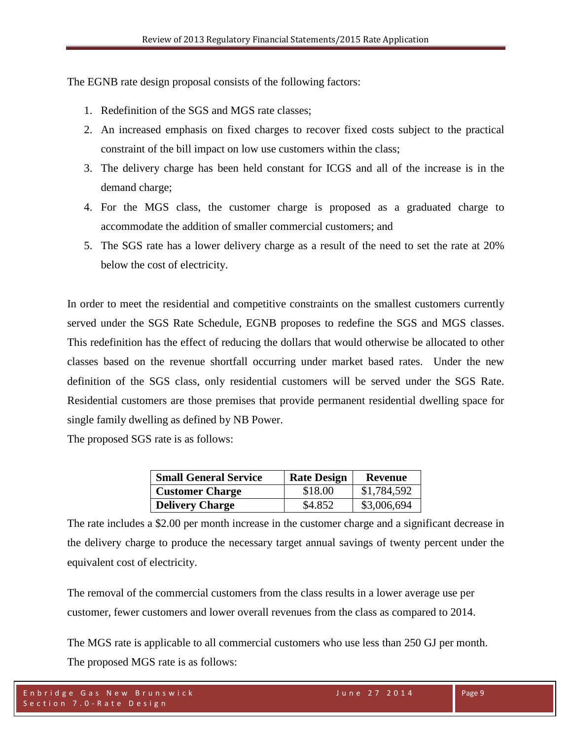The EGNB rate design proposal consists of the following factors:

1. Redefinition of the SGS and MGS rate classes;
2. An increased emphasis on fixed charges to recover fixed costs subject to the practical constraint of the bill impact on low use customers within the class;
3. The delivery charge has been held constant for ICGS and all of the increase is in the demand charge;
4. For the MGS class, the customer charge is proposed as a graduated charge to accommodate the addition of smaller commercial customers; and
5. The SGS rate has a lower delivery charge as a result of the need to set the rate at 20% below the cost of electricity.

In order to meet the residential and competitive constraints on the smallest customers currently served under the SGS Rate Schedule, EGNB proposes to redefine the SGS and MGS classes. This redefinition has the effect of reducing the dollars that would otherwise be allocated to other classes based on the revenue shortfall occurring under market based rates. Under the new definition of the SGS class, only residential customers will be served under the SGS Rate. Residential customers are those premises that provide permanent residential dwelling space for single family dwelling as defined by NB Power.

The proposed SGS rate is as follows:

| Small General Service | Rate Design | Revenue |
|---|---|---|
| **Customer Charge** | $18.00 | $1,784,592 |
| **Delivery Charge** | $4.852 | $3,006,694 |

The rate includes a $2.00 per month increase in the customer charge and a significant decrease in the delivery charge to produce the necessary target annual savings of twenty percent under the equivalent cost of electricity.

The removal of the commercial customers from the class results in a lower average use per customer, fewer customers and lower overall revenues from the class as compared to 2014.

The MGS rate is applicable to all commercial customers who use less than 250 GJ per month. The proposed MGS rate is as follows: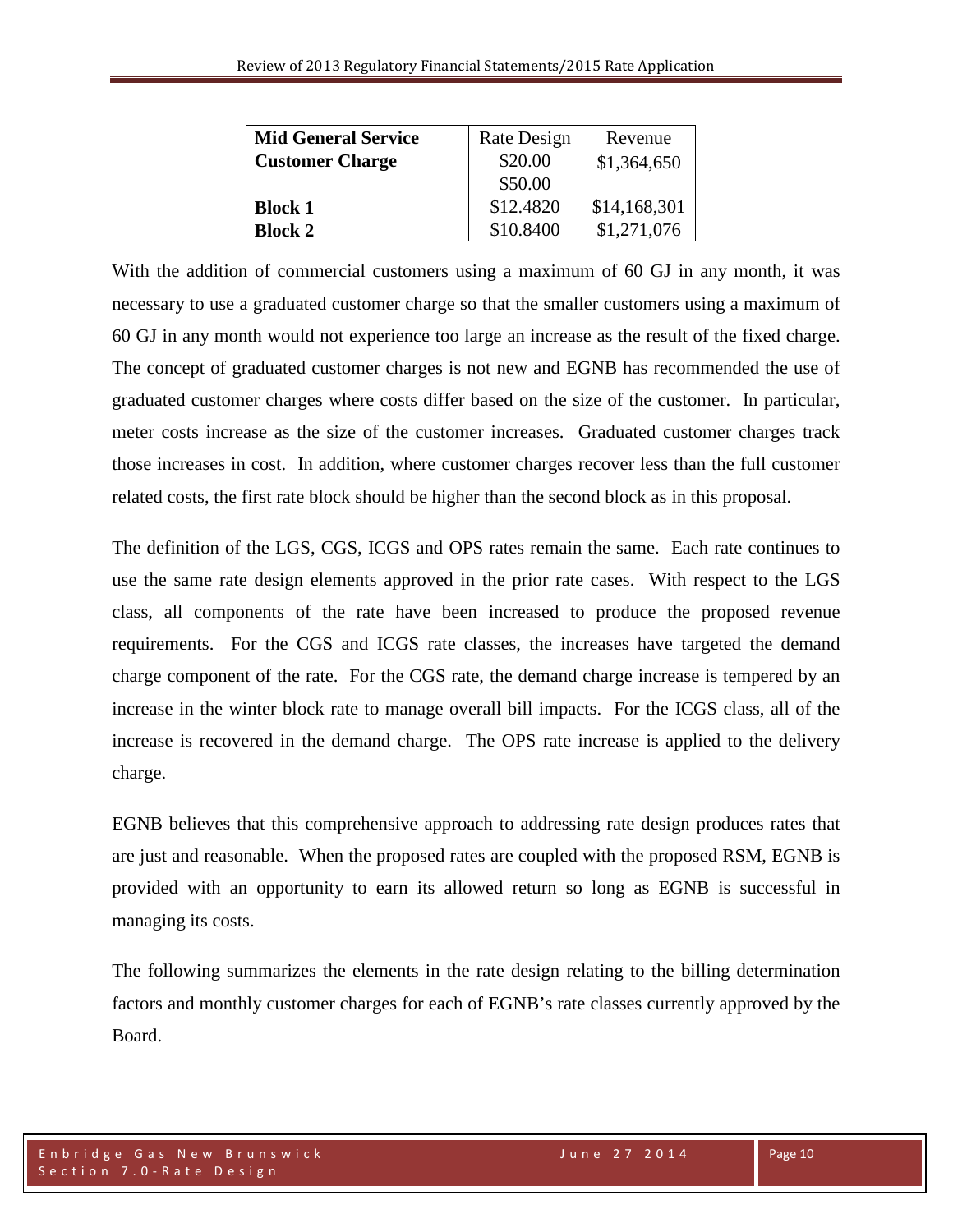| Mid General Service | Rate Design | Revenue |
|---|---|---|
| **Customer Charge** | \$20.00 | \$1,364,650 |
| | \$50.00 | |
| **Block 1** | \$12.4820 | \$14,168,301 |
| **Block 2** | \$10.8400 | \$1,271,076 |

With the addition of commercial customers using a maximum of 60 GJ in any month, it was necessary to use a graduated customer charge so that the smaller customers using a maximum of 60 GJ in any month would not experience too large an increase as the result of the fixed charge. The concept of graduated customer charges is not new and EGNB has recommended the use of graduated customer charges where costs differ based on the size of the customer. In particular, meter costs increase as the size of the customer increases. Graduated customer charges track those increases in cost. In addition, where customer charges recover less than the full customer related costs, the first rate block should be higher than the second block as in this proposal.

The definition of the LGS, CGS, ICGS and OPS rates remain the same. Each rate continues to use the same rate design elements approved in the prior rate cases. With respect to the LGS class, all components of the rate have been increased to produce the proposed revenue requirements. For the CGS and ICGS rate classes, the increases have targeted the demand charge component of the rate. For the CGS rate, the demand charge increase is tempered by an increase in the winter block rate to manage overall bill impacts. For the ICGS class, all of the increase is recovered in the demand charge. The OPS rate increase is applied to the delivery charge.

EGNB believes that this comprehensive approach to addressing rate design produces rates that are just and reasonable. When the proposed rates are coupled with the proposed RSM, EGNB is provided with an opportunity to earn its allowed return so long as EGNB is successful in managing its costs.

The following summarizes the elements in the rate design relating to the billing determination factors and monthly customer charges for each of EGNB's rate classes currently approved by the Board.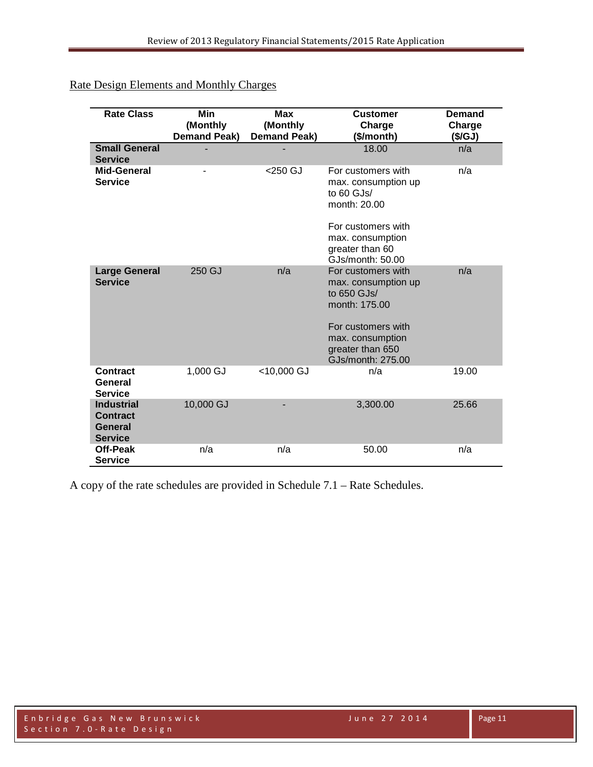Rate Design Elements and Monthly Charges

| Rate Class | Min (Monthly Demand Peak) | Max (Monthly Demand Peak) | Customer Charge ($/month) | Demand Charge ($/GJ) |
|---|---|---|---|---|
| **Small General Service** | - | - | 18.00 | n/a |
| **Mid-General Service** | - | <250 GJ | For customers with max. consumption up to 60 GJs/ month: 20.00<br><br>For customers with max. consumption greater than 60 GJs/month: 50.00 | n/a |
| **Large General Service** | 250 GJ | n/a | For customers with max. consumption up to 650 GJs/ month: 175.00<br><br>For customers with max. consumption greater than 650 GJs/month: 275.00 | n/a |
| **Contract General Service** | 1,000 GJ | <10,000 GJ | n/a | 19.00 |
| **Industrial Contract General Service** | 10,000 GJ | - | 3,300.00 | 25.66 |
| **Off-Peak Service** | n/a | n/a | 50.00 | n/a |

A copy of the rate schedules are provided in Schedule 7.1 – Rate Schedules.